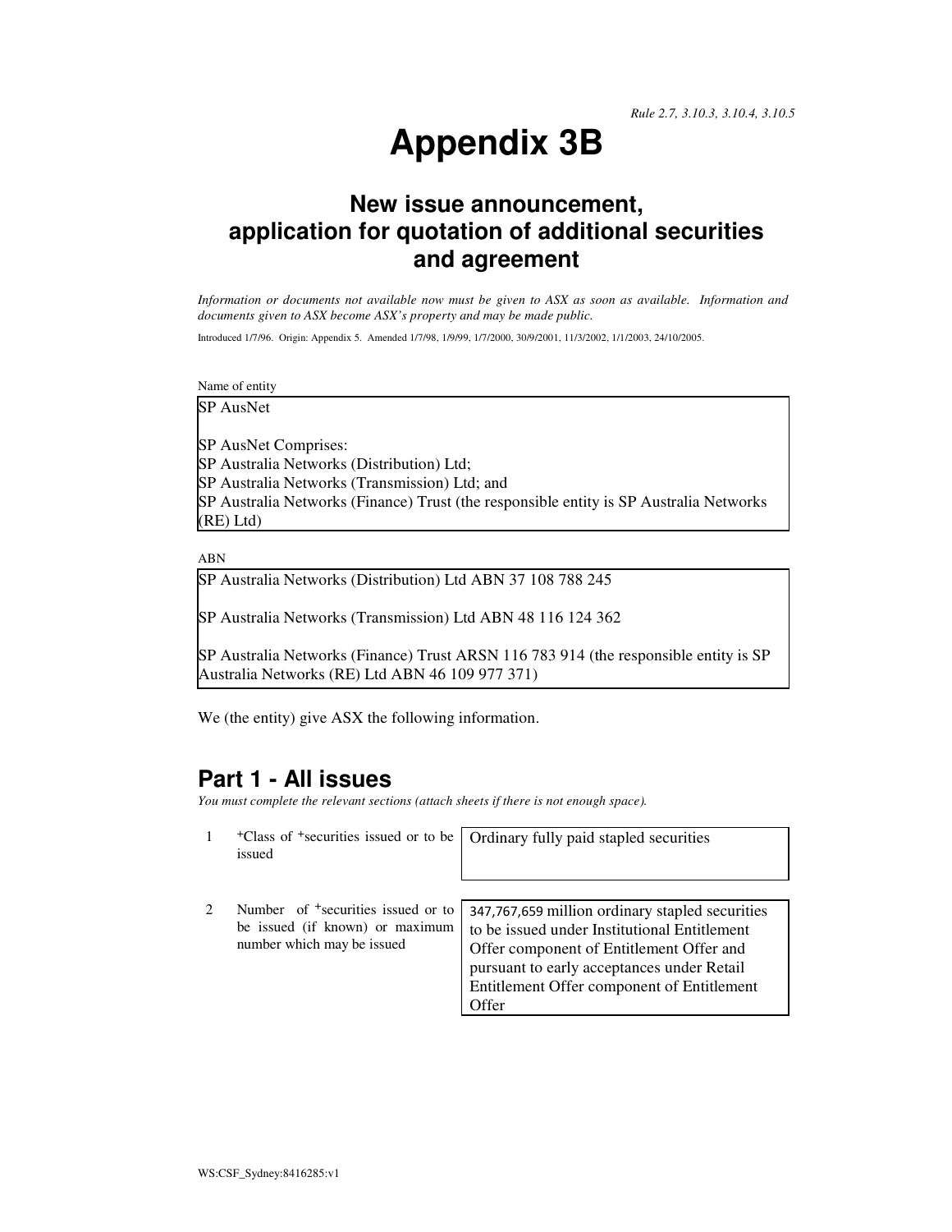*Rule 2.7, 3.10.3, 3.10.4, 3.10.5*

# Appendix 3B

## New issue announcement, application for quotation of additional securities and agreement

*Information or documents not available now must be given to ASX as soon as available. Information and documents given to ASX become ASX's property and may be made public.*

Introduced 1/7/96. Origin: Appendix 5. Amended 1/7/98, 1/9/99, 1/7/2000, 30/9/2001, 11/3/2002, 1/1/2003, 24/10/2005.

Name of entity

| |
|---|
| SP AusNet<br><br>SP AusNet Comprises:<br>SP Australia Networks (Distribution) Ltd;<br>SP Australia Networks (Transmission) Ltd; and<br>SP Australia Networks (Finance) Trust (the responsible entity is SP Australia Networks (RE) Ltd) |

ABN

| |
|---|
| SP Australia Networks (Distribution) Ltd ABN 37 108 788 245<br><br>SP Australia Networks (Transmission) Ltd ABN 48 116 124 362<br><br>SP Australia Networks (Finance) Trust ARSN 116 783 914 (the responsible entity is SP Australia Networks (RE) Ltd ABN 46 109 977 371) |

We (the entity) give ASX the following information.

## Part 1 - All issues

*You must complete the relevant sections (attach sheets if there is not enough space).*

| | | |
|---|---|---|
| 1 | +Class of +securities issued or to be issued | Ordinary fully paid stapled securities |
| 2 | Number of +securities issued or to be issued (if known) or maximum number which may be issued | 347,767,659 million ordinary stapled securities to be issued under Institutional Entitlement Offer component of Entitlement Offer and pursuant to early acceptances under Retail Entitlement Offer component of Entitlement Offer |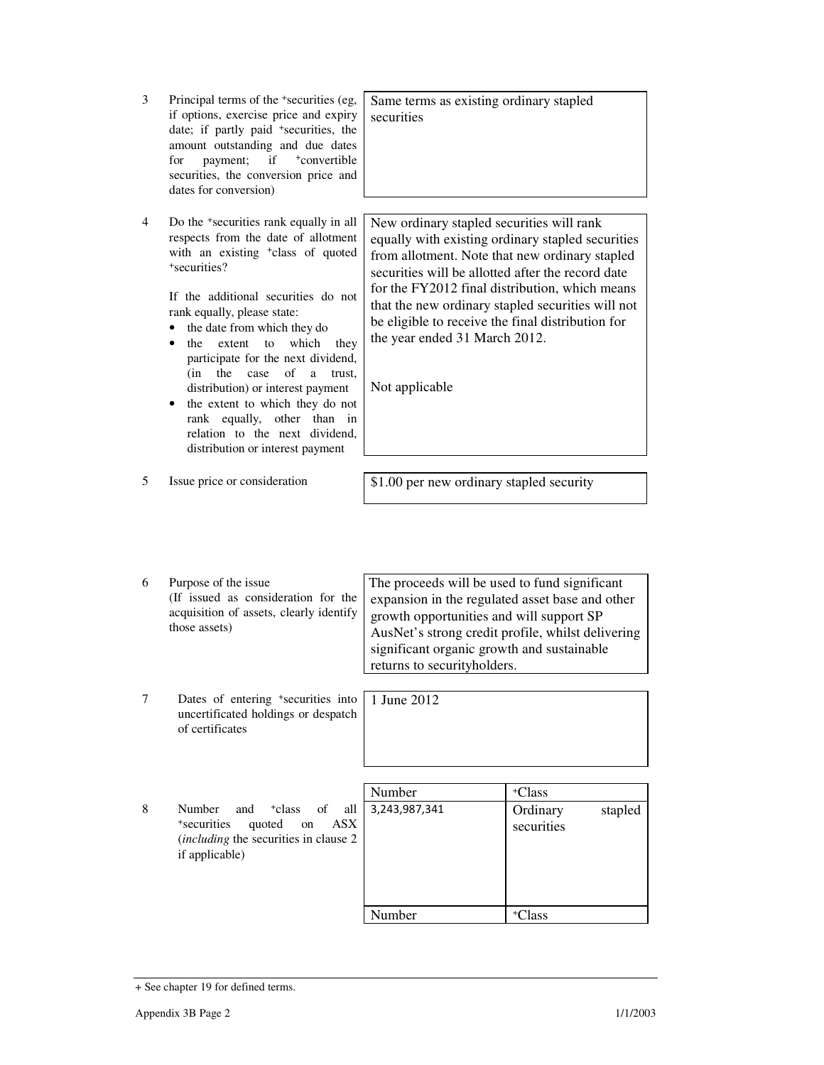| | | |
|---|---|---|
| 3 | Principal terms of the +securities (eg, if options, exercise price and expiry date; if partly paid +securities, the amount outstanding and due dates for payment; if +convertible securities, the conversion price and dates for conversion) | Same terms as existing ordinary stapled securities |
| 4 | Do the +securities rank equally in all respects from the date of allotment with an existing +class of quoted +securities?<br><br>If the additional securities do not rank equally, please state:<br>• the date from which they do<br>• the extent to which they participate for the next dividend, (in the case of a trust, distribution) or interest payment<br>• the extent to which they do not rank equally, other than in relation to the next dividend, distribution or interest payment | New ordinary stapled securities will rank equally with existing ordinary stapled securities from allotment. Note that new ordinary stapled securities will be allotted after the record date for the FY2012 final distribution, which means that the new ordinary stapled securities will not be eligible to receive the final distribution for the year ended 31 March 2012.<br><br>Not applicable |
| 5 | Issue price or consideration | $1.00 per new ordinary stapled security |
| 6 | Purpose of the issue<br>(If issued as consideration for the acquisition of assets, clearly identify those assets) | The proceeds will be used to fund significant expansion in the regulated asset base and other growth opportunities and will support SP AusNet's strong credit profile, whilst delivering significant organic growth and sustainable returns to securityholders. |
| 7 | Dates of entering +securities into uncertificated holdings or despatch of certificates | 1 June 2012 |

| | | Number | +Class |
|---|---|---|---|
| 8 | Number and +class of all +securities quoted on ASX (*including* the securities in clause 2 if applicable) | 3,243,987,341 | Ordinary stapled securities |

| Number | +Class |
|---|---|
| | |

+ See chapter 19 for defined terms.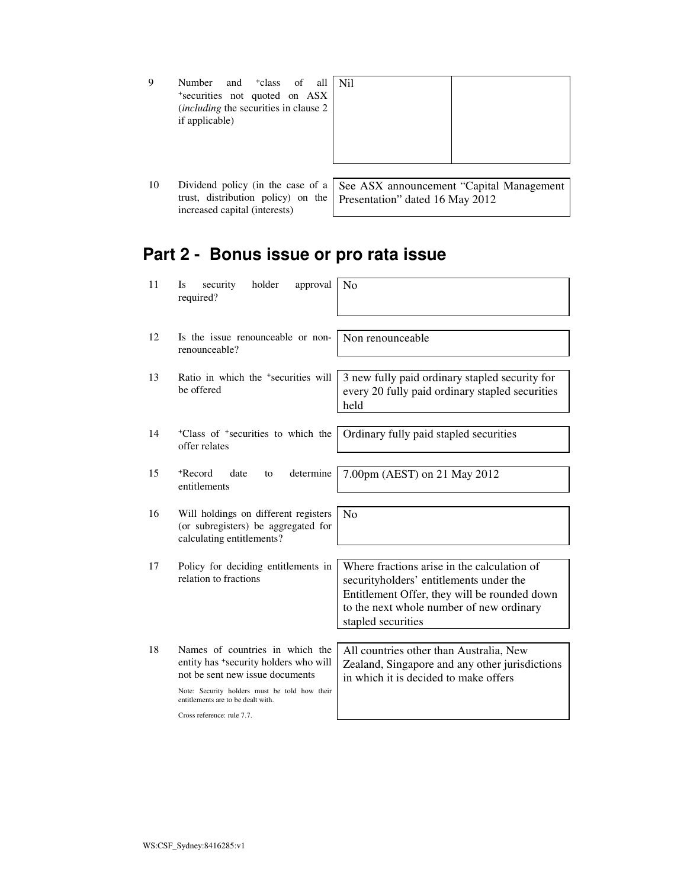| | | | |
|---|---|---|---|
| 9 | Number and +class of all +securities not quoted on ASX (*including* the securities in clause 2 if applicable) | Nil | |
| 10 | Dividend policy (in the case of a trust, distribution policy) on the increased capital (interests) | See ASX announcement "Capital Management Presentation" dated 16 May 2012 | |

## Part 2 - Bonus issue or pro rata issue

| | | |
|---|---|---|
| 11 | Is security holder approval required? | No |
| 12 | Is the issue renounceable or non-renounceable? | Non renounceable |
| 13 | Ratio in which the +securities will be offered | 3 new fully paid ordinary stapled security for every 20 fully paid ordinary stapled securities held |
| 14 | +Class of +securities to which the offer relates | Ordinary fully paid stapled securities |
| 15 | +Record date to determine entitlements | 7.00pm (AEST) on 21 May 2012 |
| 16 | Will holdings on different registers (or subregisters) be aggregated for calculating entitlements? | No |
| 17 | Policy for deciding entitlements in relation to fractions | Where fractions arise in the calculation of securityholders' entitlements under the Entitlement Offer, they will be rounded down to the next whole number of new ordinary stapled securities |
| 18 | Names of countries in which the entity has +security holders who will not be sent new issue documents<br><br>Note: Security holders must be told how their entitlements are to be dealt with.<br><br>Cross reference: rule 7.7. | All countries other than Australia, New Zealand, Singapore and any other jurisdictions in which it is decided to make offers |

WS:CSF_Sydney:8416285:v1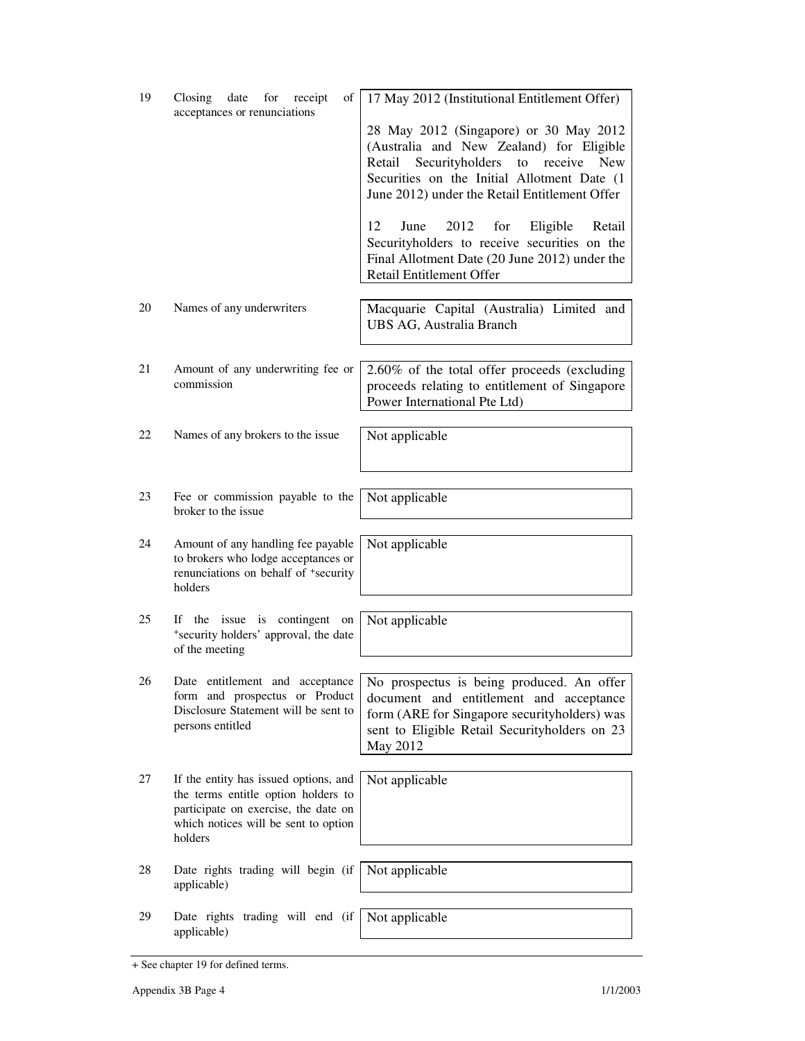| | | |
|---|---|---|
| 19 | Closing date for receipt of acceptances or renunciations | 17 May 2012 (Institutional Entitlement Offer)<br><br>28 May 2012 (Singapore) or 30 May 2012 (Australia and New Zealand) for Eligible Retail Securityholders to receive New Securities on the Initial Allotment Date (1 June 2012) under the Retail Entitlement Offer<br><br>12 June 2012 for Eligible Retail Securityholders to receive securities on the Final Allotment Date (20 June 2012) under the Retail Entitlement Offer |
| 20 | Names of any underwriters | Macquarie Capital (Australia) Limited and UBS AG, Australia Branch |
| 21 | Amount of any underwriting fee or commission | 2.60% of the total offer proceeds (excluding proceeds relating to entitlement of Singapore Power International Pte Ltd) |
| 22 | Names of any brokers to the issue | Not applicable |
| 23 | Fee or commission payable to the broker to the issue | Not applicable |
| 24 | Amount of any handling fee payable to brokers who lodge acceptances or renunciations on behalf of +security holders | Not applicable |
| 25 | If the issue is contingent on +security holders' approval, the date of the meeting | Not applicable |
| 26 | Date entitlement and acceptance form and prospectus or Product Disclosure Statement will be sent to persons entitled | No prospectus is being produced. An offer document and entitlement and acceptance form (ARE for Singapore securityholders) was sent to Eligible Retail Securityholders on 23 May 2012 |
| 27 | If the entity has issued options, and the terms entitle option holders to participate on exercise, the date on which notices will be sent to option holders | Not applicable |
| 28 | Date rights trading will begin (if applicable) | Not applicable |
| 29 | Date rights trading will end (if applicable) | Not applicable |

+ See chapter 19 for defined terms.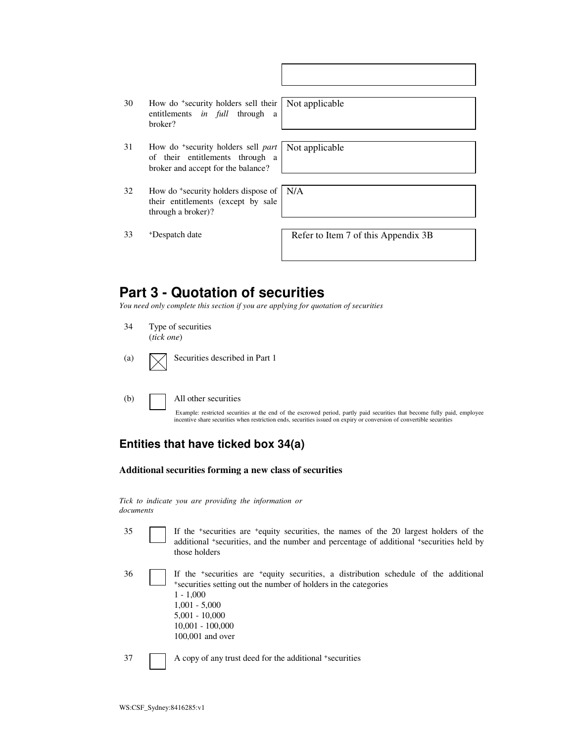| | | |
|---|---|---|
| | | |
| 30 | How do +security holders sell their entitlements *in full* through a broker? | Not applicable |
| 31 | How do +security holders sell *part* of their entitlements through a broker and accept for the balance? | Not applicable |
| 32 | How do +security holders dispose of their entitlements (except by sale through a broker)? | N/A |
| 33 | +Despatch date | Refer to Item 7 of this Appendix 3B |

# Part 3 - Quotation of securities

*You need only complete this section if you are applying for quotation of securities*

34 Type of securities
(*tick one*)

(a) ☒ Securities described in Part 1

(b) ☐ All other securities

Example: restricted securities at the end of the escrowed period, partly paid securities that become fully paid, employee incentive share securities when restriction ends, securities issued on expiry or conversion of convertible securities

## Entities that have ticked box 34(a)

**Additional securities forming a new class of securities**

*Tick to indicate you are providing the information or documents*

35 ☐ If the +securities are +equity securities, the names of the 20 largest holders of the additional +securities, and the number and percentage of additional +securities held by those holders

36 ☐ If the +securities are +equity securities, a distribution schedule of the additional +securities setting out the number of holders in the categories
1 - 1,000
1,001 - 5,000
5,001 - 10,000
10,001 - 100,000
100,001 and over

37 ☐ A copy of any trust deed for the additional +securities

WS:CSF_Sydney:8416285:v1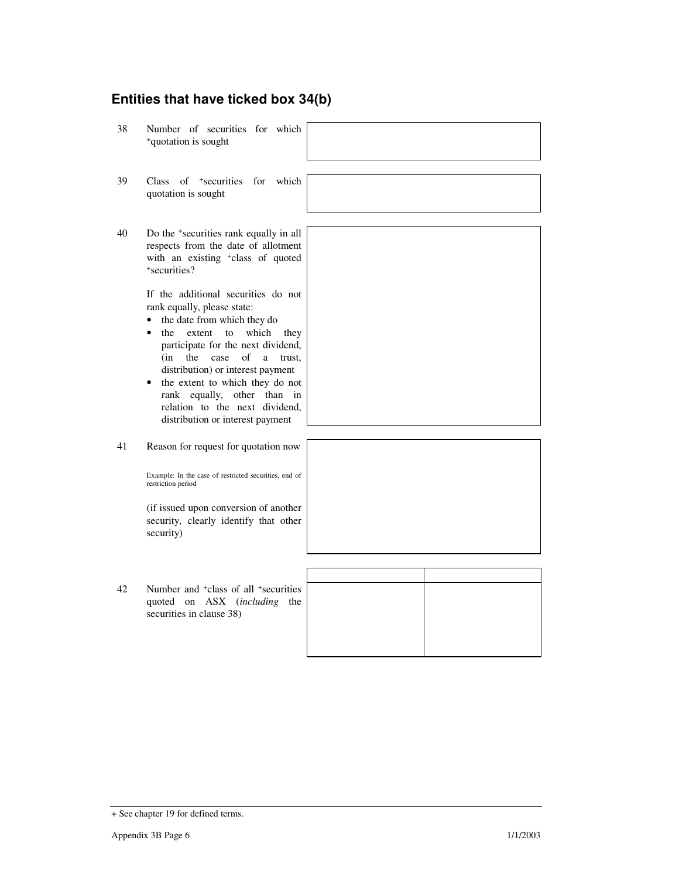## Entities that have ticked box 34(b)

| | | |
|---|---|---|
| 38 | Number of securities for which +quotation is sought | |
| 39 | Class of +securities for which quotation is sought | |
| 40 | Do the +securities rank equally in all respects from the date of allotment with an existing +class of quoted +securities?<br><br>If the additional securities do not rank equally, please state:<br>• the date from which they do<br>• the extent to which they participate for the next dividend, (in the case of a trust, distribution) or interest payment<br>• the extent to which they do not rank equally, other than in relation to the next dividend, distribution or interest payment | |
| 41 | Reason for request for quotation now<br><br>Example: In the case of restricted securities, end of restriction period<br><br>(if issued upon conversion of another security, clearly identify that other security) | |

42 Number and +class of all +securities quoted on ASX (*including* the securities in clause 38)

| Number | +Class |
|---|---|
| | |

+ See chapter 19 for defined terms.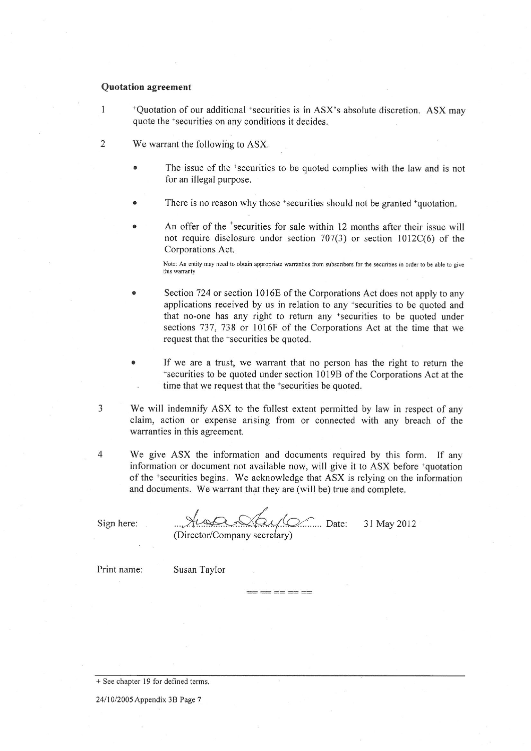**Quotation agreement**

1. +Quotation of our additional +securities is in ASX's absolute discretion. ASX may quote the +securities on any conditions it decides.

2. We warrant the following to ASX.

   - The issue of the +securities to be quoted complies with the law and is not for an illegal purpose.

   - There is no reason why those +securities should not be granted +quotation.

   - An offer of the +securities for sale within 12 months after their issue will not require disclosure under section 707(3) or section 1012C(6) of the Corporations Act.

     Note: An entity may need to obtain appropriate warranties from subscribers for the securities in order to be able to give this warranty

   - Section 724 or section 1016E of the Corporations Act does not apply to any applications received by us in relation to any +securities to be quoted and that no-one has any right to return any +securities to be quoted under sections 737, 738 or 1016F of the Corporations Act at the time that we request that the +securities be quoted.

   - If we are a trust, we warrant that no person has the right to return the +securities to be quoted under section 1019B of the Corporations Act at the time that we request that the +securities be quoted.

3. We will indemnify ASX to the fullest extent permitted by law in respect of any claim, action or expense arising from or connected with any breach of the warranties in this agreement.

4. We give ASX the information and documents required by this form. If any information or document not available now, will give it to ASX before +quotation of the +securities begins. We acknowledge that ASX is relying on the information and documents. We warrant that they are (will be) true and complete.

Sign here: ............................................ Date: 31 May 2012
(Director/Company secretary)

Print name: Susan Taylor

== == == == ==

+ See chapter 19 for defined terms.

24/10/2005 Appendix 3B Page 7